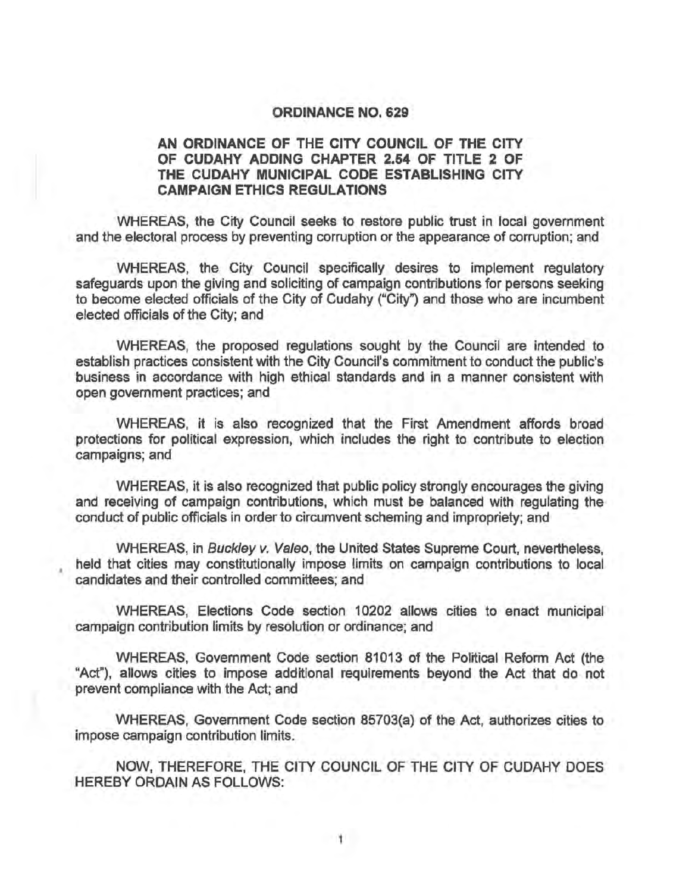# ORDINANCE NO. 629

## AN ORDINANCE OF THE CITY COUNCIL OF THE CITY OF CUDAHY ADDING CHAPTER 2.54 OF TITLE 2 OF THE CUDAHY MUNICIPAL CODE ESTABLISHING CITY CAMPAIGN ETHICS REGULATIONS

WHEREAS, the City Council seeks to restore public trust in local government and the electoral process by preventing corruption or the appearance of corruption; and

WHEREAS, the City Council specifically desires to implement regulatory safeguards upon the giving and soliciting of campaign contributions for persons seeking to become elected officials of the City of Cudahy ("City") and those who are incumbent elected officials of the City; and

WHEREAS, the proposed regulations sought by the Council are intended to establish practices consistent with the City Council's commitment to conduct the public's business in accordance with high ethical standards and in a manner consistent with open government practices; and

WHEREAS, it is also recognized that the First Amendment affords broad protections for political expression, which includes the right to contribute to election campaigns; and

WHEREAS, it is also recognized that public policy strongly encourages the giving and receiving of campaign contributions, which must be balanced with regulating the conduct of public officials in order to circumvent scheming and impropriety; and

WHEREAS, in *Buckley v. Valeo*, the United States Supreme Court, nevertheless, held that cities may constitutionally impose limits on campaign contributions to local candidates and their controlled committees; and

WHEREAS, Elections Code section 10202 allows cities to enact municipal campaign contribution limits by resolution or ordinance; and

WHEREAS, Government Code section 81013 of the Political Reform Act (the "Act"), allows cities to impose additional requirements beyond the Act that do not prevent compliance with the Act; and

WHEREAS, Government Code section 85703(a) of the Act, authorizes cities to impose campaign contribution limits.

NOW, THEREFORE, THE CITY COUNCIL OF THE CITY OF CUDAHY DOES HEREBY ORDAIN AS FOLLOWS: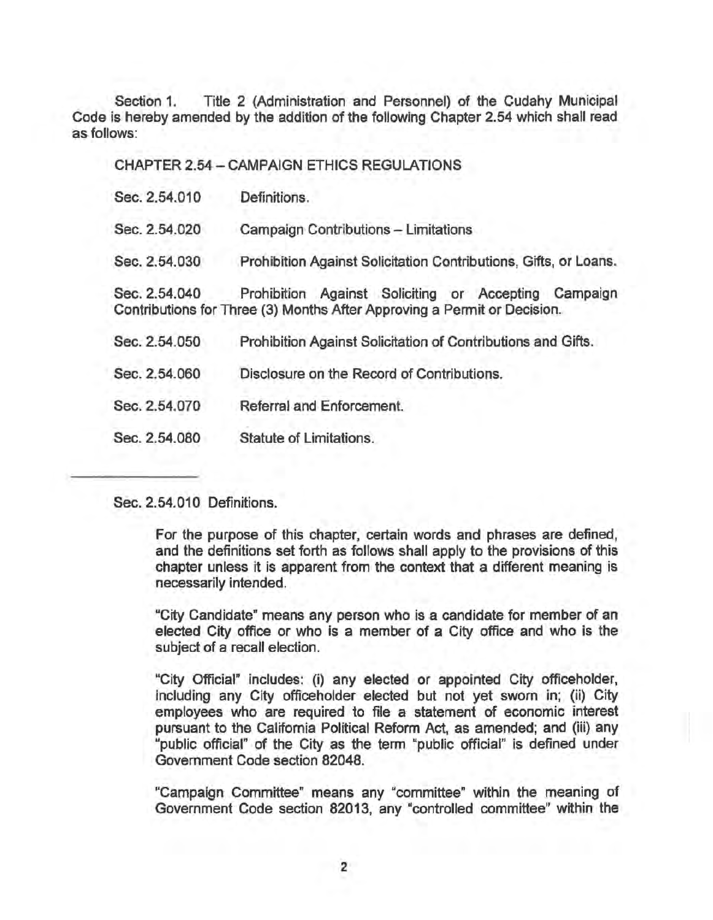Section 1. Title 2 (Administration and Personnel) of the Cudahy Municipal Code is hereby amended by the addition of the following Chapter 2.54 which shall read as follows:

CHAPTER 2.54 – CAMPAIGN ETHICS REGULATIONS

Sec. 2.54.010 Definitions.

Sec. 2.54.020 Campaign Contributions – Limitations

Sec. 2.54.030 Prohibition Against Solicitation Contributions, Gifts, or Loans.

Sec. 2.54.040 Prohibition Against Soliciting or Accepting Campaign Contributions for Three (3) Months After Approving a Permit or Decision.

Sec. 2.54.050 Prohibition Against Solicitation of Contributions and Gifts.

Sec. 2.54.060 Disclosure on the Record of Contributions.

Sec. 2.54.070 Referral and Enforcement.

Sec. 2.54.080 Statute of Limitations.

---

Sec. 2.54.010 Definitions.

For the purpose of this chapter, certain words and phrases are defined, and the definitions set forth as follows shall apply to the provisions of this chapter unless it is apparent from the context that a different meaning is necessarily intended.

"City Candidate" means any person who is a candidate for member of an elected City office or who is a member of a City office and who is the subject of a recall election.

"City Official" includes: (i) any elected or appointed City officeholder, including any City officeholder elected but not yet sworn in; (ii) City employees who are required to file a statement of economic interest pursuant to the California Political Reform Act, as amended; and (iii) any "public official" of the City as the term "public official" is defined under Government Code section 82048.

"Campaign Committee" means any "committee" within the meaning of Government Code section 82013, any "controlled committee" within the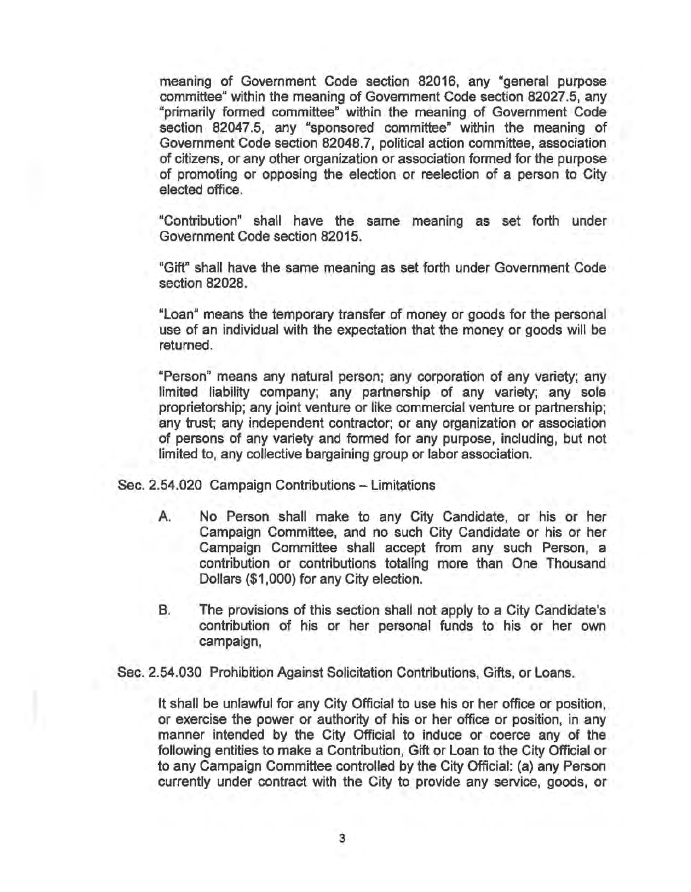meaning of Government Code section 82016, any "general purpose committee" within the meaning of Government Code section 82027.5, any "primarily formed committee" within the meaning of Government Code section 82047.5, any "sponsored committee" within the meaning of Government Code section 82048.7, political action committee, association of citizens, or any other organization or association formed for the purpose of promoting or opposing the election or reelection of a person to City elected office.

"Contribution" shall have the same meaning as set forth under Government Code section 82015.

"Gift" shall have the same meaning as set forth under Government Code section 82028.

"Loan" means the temporary transfer of money or goods for the personal use of an individual with the expectation that the money or goods will be returned.

"Person" means any natural person; any corporation of any variety; any limited liability company; any partnership of any variety; any sole proprietorship; any joint venture or like commercial venture or partnership; any trust; any independent contractor; or any organization or association of persons of any variety and formed for any purpose, including, but not limited to, any collective bargaining group or labor association.

Sec. 2.54.020 Campaign Contributions – Limitations

A. No Person shall make to any City Candidate, or his or her Campaign Committee, and no such City Candidate or his or her Campaign Committee shall accept from any such Person, a contribution or contributions totaling more than One Thousand Dollars ($1,000) for any City election.

B. The provisions of this section shall not apply to a City Candidate's contribution of his or her personal funds to his or her own campaign,

Sec. 2.54.030 Prohibition Against Solicitation Contributions, Gifts, or Loans.

It shall be unlawful for any City Official to use his or her office or position, or exercise the power or authority of his or her office or position, in any manner intended by the City Official to induce or coerce any of the following entities to make a Contribution, Gift or Loan to the City Official or to any Campaign Committee controlled by the City Official: (a) any Person currently under contract with the City to provide any service, goods, or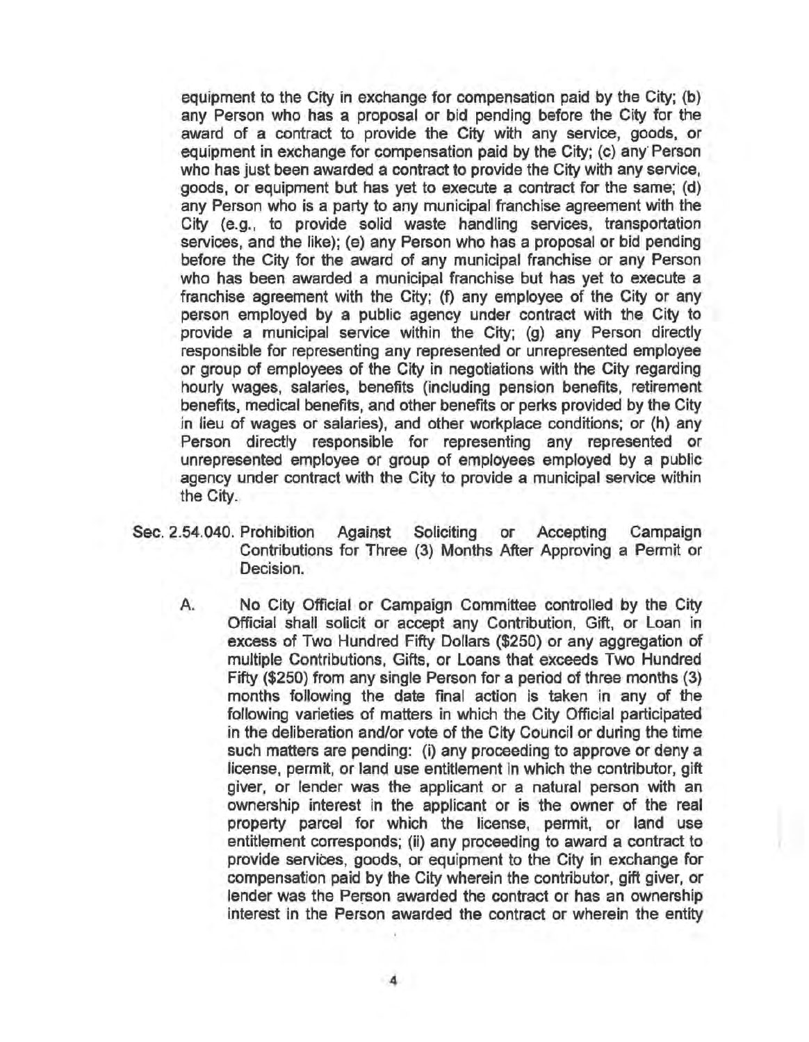equipment to the City in exchange for compensation paid by the City; (b) any Person who has a proposal or bid pending before the City for the award of a contract to provide the City with any service, goods, or equipment in exchange for compensation paid by the City; (c) any Person who has just been awarded a contract to provide the City with any service, goods, or equipment but has yet to execute a contract for the same; (d) any Person who is a party to any municipal franchise agreement with the City (e.g., to provide solid waste handling services, transportation services, and the like); (e) any Person who has a proposal or bid pending before the City for the award of any municipal franchise or any Person who has been awarded a municipal franchise but has yet to execute a franchise agreement with the City; (f) any employee of the City or any person employed by a public agency under contract with the City to provide a municipal service within the City; (g) any Person directly responsible for representing any represented or unrepresented employee or group of employees of the City in negotiations with the City regarding hourly wages, salaries, benefits (including pension benefits, retirement benefits, medical benefits, and other benefits or perks provided by the City in lieu of wages or salaries), and other workplace conditions; or (h) any Person directly responsible for representing any represented or unrepresented employee or group of employees employed by a public agency under contract with the City to provide a municipal service within the City.

**Sec. 2.54.040. Prohibition Against Soliciting or Accepting Campaign Contributions for Three (3) Months After Approving a Permit or Decision.**

A. No City Official or Campaign Committee controlled by the City Official shall solicit or accept any Contribution, Gift, or Loan in excess of Two Hundred Fifty Dollars ($250) or any aggregation of multiple Contributions, Gifts, or Loans that exceeds Two Hundred Fifty ($250) from any single Person for a period of three months (3) months following the date final action is taken in any of the following varieties of matters in which the City Official participated in the deliberation and/or vote of the City Council or during the time such matters are pending: (i) any proceeding to approve or deny a license, permit, or land use entitlement in which the contributor, gift giver, or lender was the applicant or a natural person with an ownership interest in the applicant or is the owner of the real property parcel for which the license, permit, or land use entitlement corresponds; (ii) any proceeding to award a contract to provide services, goods, or equipment to the City in exchange for compensation paid by the City wherein the contributor, gift giver, or lender was the Person awarded the contract or has an ownership interest in the Person awarded the contract or wherein the entity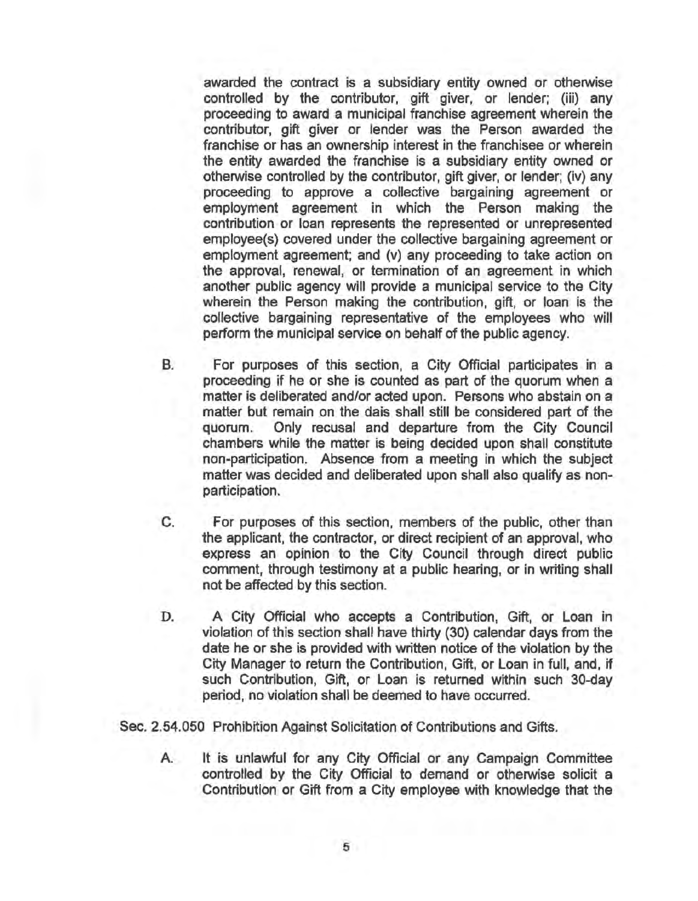awarded the contract is a subsidiary entity owned or otherwise controlled by the contributor, gift giver, or lender; (iii) any proceeding to award a municipal franchise agreement wherein the contributor, gift giver or lender was the Person awarded the franchise or has an ownership interest in the franchisee or wherein the entity awarded the franchise is a subsidiary entity owned or otherwise controlled by the contributor, gift giver, or lender; (iv) any proceeding to approve a collective bargaining agreement or employment agreement in which the Person making the contribution or loan represents the represented or unrepresented employee(s) covered under the collective bargaining agreement or employment agreement; and (v) any proceeding to take action on the approval, renewal, or termination of an agreement in which another public agency will provide a municipal service to the City wherein the Person making the contribution, gift, or loan is the collective bargaining representative of the employees who will perform the municipal service on behalf of the public agency.

B. For purposes of this section, a City Official participates in a proceeding if he or she is counted as part of the quorum when a matter is deliberated and/or acted upon. Persons who abstain on a matter but remain on the dais shall still be considered part of the quorum. Only recusal and departure from the City Council chambers while the matter is being decided upon shall constitute non-participation. Absence from a meeting in which the subject matter was decided and deliberated upon shall also qualify as non-participation.

C. For purposes of this section, members of the public, other than the applicant, the contractor, or direct recipient of an approval, who express an opinion to the City Council through direct public comment, through testimony at a public hearing, or in writing shall not be affected by this section.

D. A City Official who accepts a Contribution, Gift, or Loan in violation of this section shall have thirty (30) calendar days from the date he or she is provided with written notice of the violation by the City Manager to return the Contribution, Gift, or Loan in full, and, if such Contribution, Gift, or Loan is returned within such 30-day period, no violation shall be deemed to have occurred.

Sec. 2.54.050 Prohibition Against Solicitation of Contributions and Gifts.

A. It is unlawful for any City Official or any Campaign Committee controlled by the City Official to demand or otherwise solicit a Contribution or Gift from a City employee with knowledge that the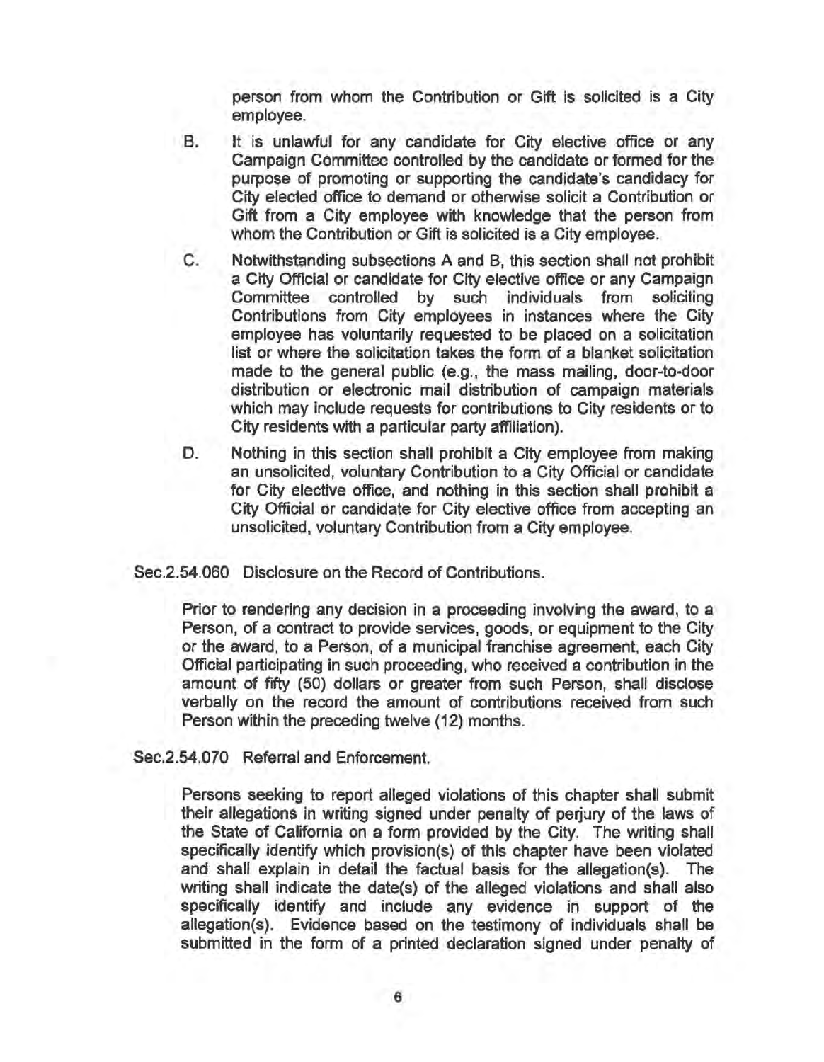person from whom the Contribution or Gift is solicited is a City employee.

B. It is unlawful for any candidate for City elective office or any Campaign Committee controlled by the candidate or formed for the purpose of promoting or supporting the candidate's candidacy for City elected office to demand or otherwise solicit a Contribution or Gift from a City employee with knowledge that the person from whom the Contribution or Gift is solicited is a City employee.

C. Notwithstanding subsections A and B, this section shall not prohibit a City Official or candidate for City elective office or any Campaign Committee controlled by such individuals from soliciting Contributions from City employees in instances where the City employee has voluntarily requested to be placed on a solicitation list or where the solicitation takes the form of a blanket solicitation made to the general public (e.g., the mass mailing, door-to-door distribution or electronic mail distribution of campaign materials which may include requests for contributions to City residents or to City residents with a particular party affiliation).

D. Nothing in this section shall prohibit a City employee from making an unsolicited, voluntary Contribution to a City Official or candidate for City elective office, and nothing in this section shall prohibit a City Official or candidate for City elective office from accepting an unsolicited, voluntary Contribution from a City employee.

Sec.2.54.060 Disclosure on the Record of Contributions.

Prior to rendering any decision in a proceeding involving the award, to a Person, of a contract to provide services, goods, or equipment to the City or the award, to a Person, of a municipal franchise agreement, each City Official participating in such proceeding, who received a contribution in the amount of fifty (50) dollars or greater from such Person, shall disclose verbally on the record the amount of contributions received from such Person within the preceding twelve (12) months.

Sec.2.54.070 Referral and Enforcement.

Persons seeking to report alleged violations of this chapter shall submit their allegations in writing signed under penalty of perjury of the laws of the State of California on a form provided by the City. The writing shall specifically identify which provision(s) of this chapter have been violated and shall explain in detail the factual basis for the allegation(s). The writing shall indicate the date(s) of the alleged violations and shall also specifically identify and include any evidence in support of the allegation(s). Evidence based on the testimony of individuals shall be submitted in the form of a printed declaration signed under penalty of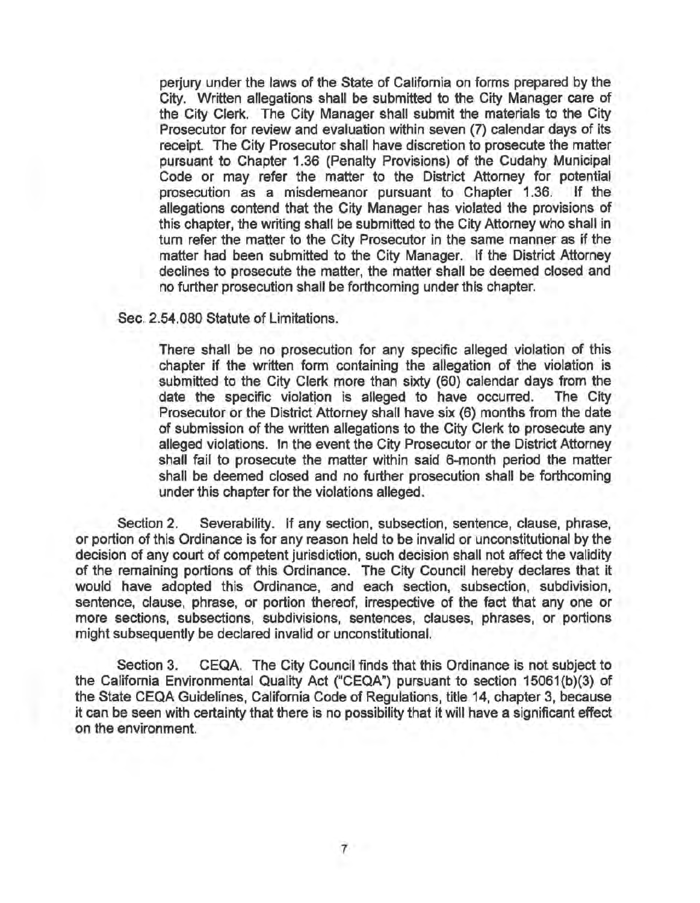perjury under the laws of the State of California on forms prepared by the City. Written allegations shall be submitted to the City Manager care of the City Clerk. The City Manager shall submit the materials to the City Prosecutor for review and evaluation within seven (7) calendar days of its receipt. The City Prosecutor shall have discretion to prosecute the matter pursuant to Chapter 1.36 (Penalty Provisions) of the Cudahy Municipal Code or may refer the matter to the District Attorney for potential prosecution as a misdemeanor pursuant to Chapter 1.36. If the allegations contend that the City Manager has violated the provisions of this chapter, the writing shall be submitted to the City Attorney who shall in turn refer the matter to the City Prosecutor in the same manner as if the matter had been submitted to the City Manager. If the District Attorney declines to prosecute the matter, the matter shall be deemed closed and no further prosecution shall be forthcoming under this chapter.

Sec. 2.54.080 Statute of Limitations.

There shall be no prosecution for any specific alleged violation of this chapter if the written form containing the allegation of the violation is submitted to the City Clerk more than sixty (60) calendar days from the date the specific violation is alleged to have occurred. The City Prosecutor or the District Attorney shall have six (6) months from the date of submission of the written allegations to the City Clerk to prosecute any alleged violations. In the event the City Prosecutor or the District Attorney shall fail to prosecute the matter within said 6-month period the matter shall be deemed closed and no further prosecution shall be forthcoming under this chapter for the violations alleged.

Section 2. Severability. If any section, subsection, sentence, clause, phrase, or portion of this Ordinance is for any reason held to be invalid or unconstitutional by the decision of any court of competent jurisdiction, such decision shall not affect the validity of the remaining portions of this Ordinance. The City Council hereby declares that it would have adopted this Ordinance, and each section, subsection, subdivision, sentence, clause, phrase, or portion thereof, irrespective of the fact that any one or more sections, subsections, subdivisions, sentences, clauses, phrases, or portions might subsequently be declared invalid or unconstitutional.

Section 3. CEQA. The City Council finds that this Ordinance is not subject to the California Environmental Quality Act ("CEQA") pursuant to section 15061(b)(3) of the State CEQA Guidelines, California Code of Regulations, title 14, chapter 3, because it can be seen with certainty that there is no possibility that it will have a significant effect on the environment.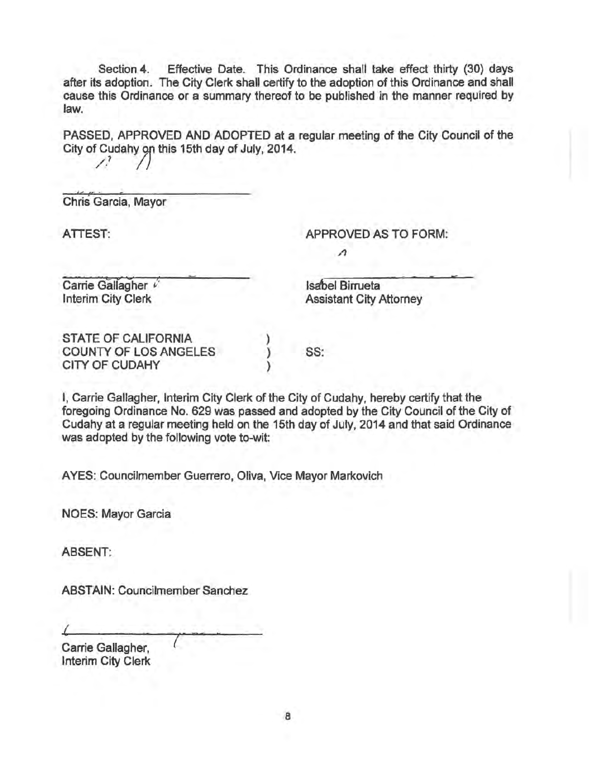Section 4. Effective Date. This Ordinance shall take effect thirty (30) days after its adoption. The City Clerk shall certify to the adoption of this Ordinance and shall cause this Ordinance or a summary thereof to be published in the manner required by law.

PASSED, APPROVED AND ADOPTED at a regular meeting of the City Council of the City of Cudahy on this 15th day of July, 2014.

Chris Garcia, Mayor

ATTEST:

Carrie Gallagher
Interim City Clerk

APPROVED AS TO FORM:

Isabel Birrueta
Assistant City Attorney

STATE OF CALIFORNIA )
COUNTY OF LOS ANGELES ) SS:
CITY OF CUDAHY )

I, Carrie Gallagher, Interim City Clerk of the City of Cudahy, hereby certify that the foregoing Ordinance No. 629 was passed and adopted by the City Council of the City of Cudahy at a regular meeting held on the 15th day of July, 2014 and that said Ordinance was adopted by the following vote to-wit:

AYES: Councilmember Guerrero, Oliva, Vice Mayor Markovich

NOES: Mayor Garcia

ABSENT:

ABSTAIN: Councilmember Sanchez

Carrie Gallagher,
Interim City Clerk